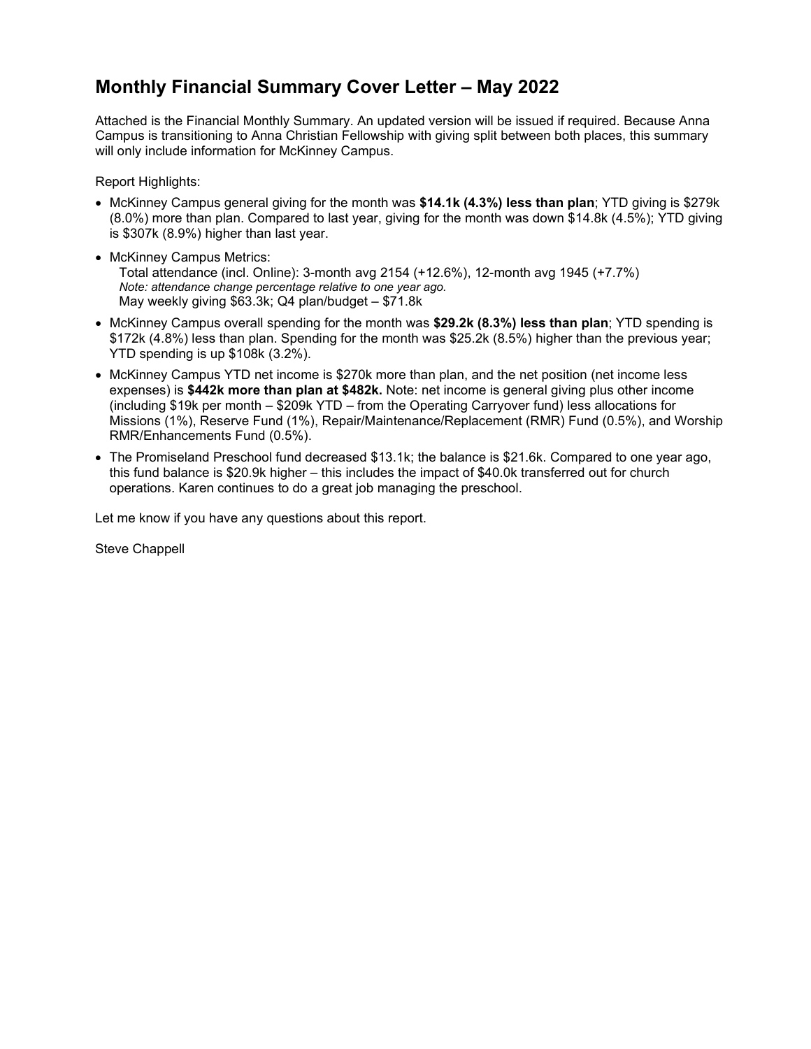# Monthly Financial Summary Cover Letter – May 2022

Attached is the Financial Monthly Summary. An updated version will be issued if required. Because Anna Campus is transitioning to Anna Christian Fellowship with giving split between both places, this summary will only include information for McKinney Campus.

Report Highlights:

- McKinney Campus general giving for the month was **$14.1k (4.3%) less than plan**; YTD giving is $279k (8.0%) more than plan. Compared to last year, giving for the month was down $14.8k (4.5%); YTD giving is $307k (8.9%) higher than last year.
- McKinney Campus Metrics:
  Total attendance (incl. Online): 3-month avg 2154 (+12.6%), 12-month avg 1945 (+7.7%)
  *Note: attendance change percentage relative to one year ago.*
  May weekly giving $63.3k; Q4 plan/budget – $71.8k
- McKinney Campus overall spending for the month was **$29.2k (8.3%) less than plan**; YTD spending is $172k (4.8%) less than plan. Spending for the month was $25.2k (8.5%) higher than the previous year; YTD spending is up $108k (3.2%).
- McKinney Campus YTD net income is $270k more than plan, and the net position (net income less expenses) is **$442k more than plan at $482k.** Note: net income is general giving plus other income (including $19k per month – $209k YTD – from the Operating Carryover fund) less allocations for Missions (1%), Reserve Fund (1%), Repair/Maintenance/Replacement (RMR) Fund (0.5%), and Worship RMR/Enhancements Fund (0.5%).
- The Promiseland Preschool fund decreased $13.1k; the balance is $21.6k. Compared to one year ago, this fund balance is $20.9k higher – this includes the impact of $40.0k transferred out for church operations. Karen continues to do a great job managing the preschool.

Let me know if you have any questions about this report.

Steve Chappell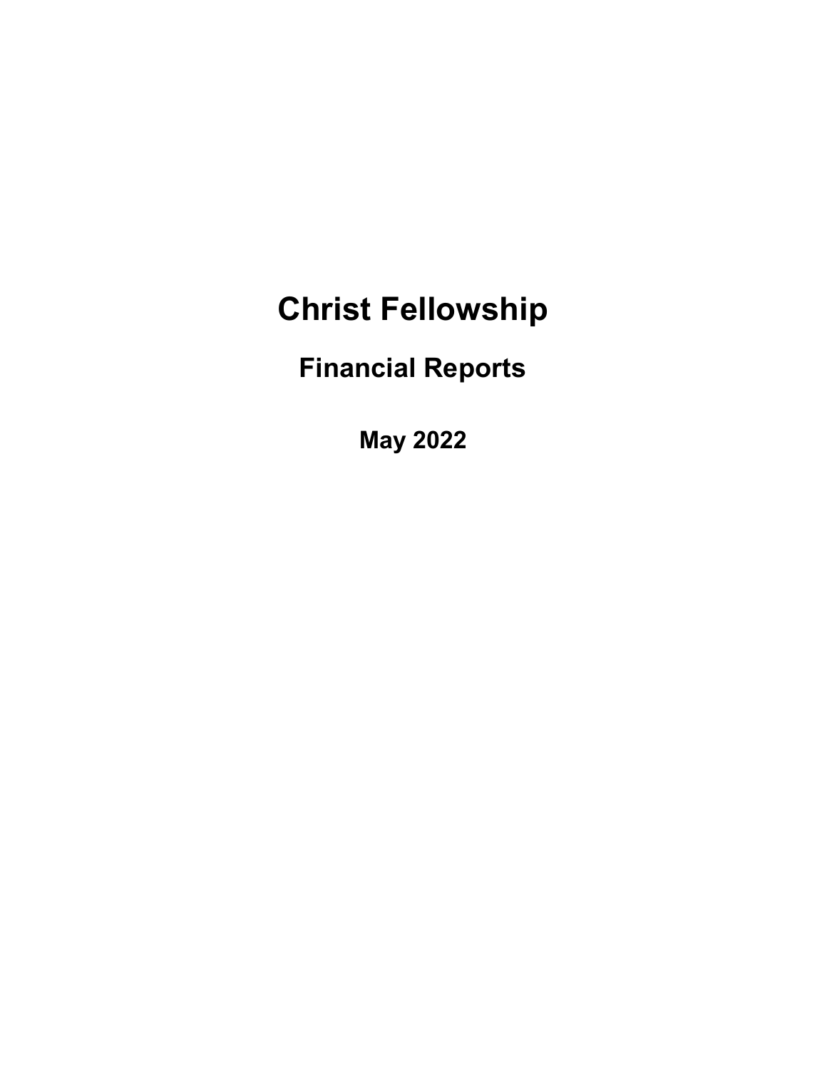# Christ Fellowship

## Financial Reports

### May 2022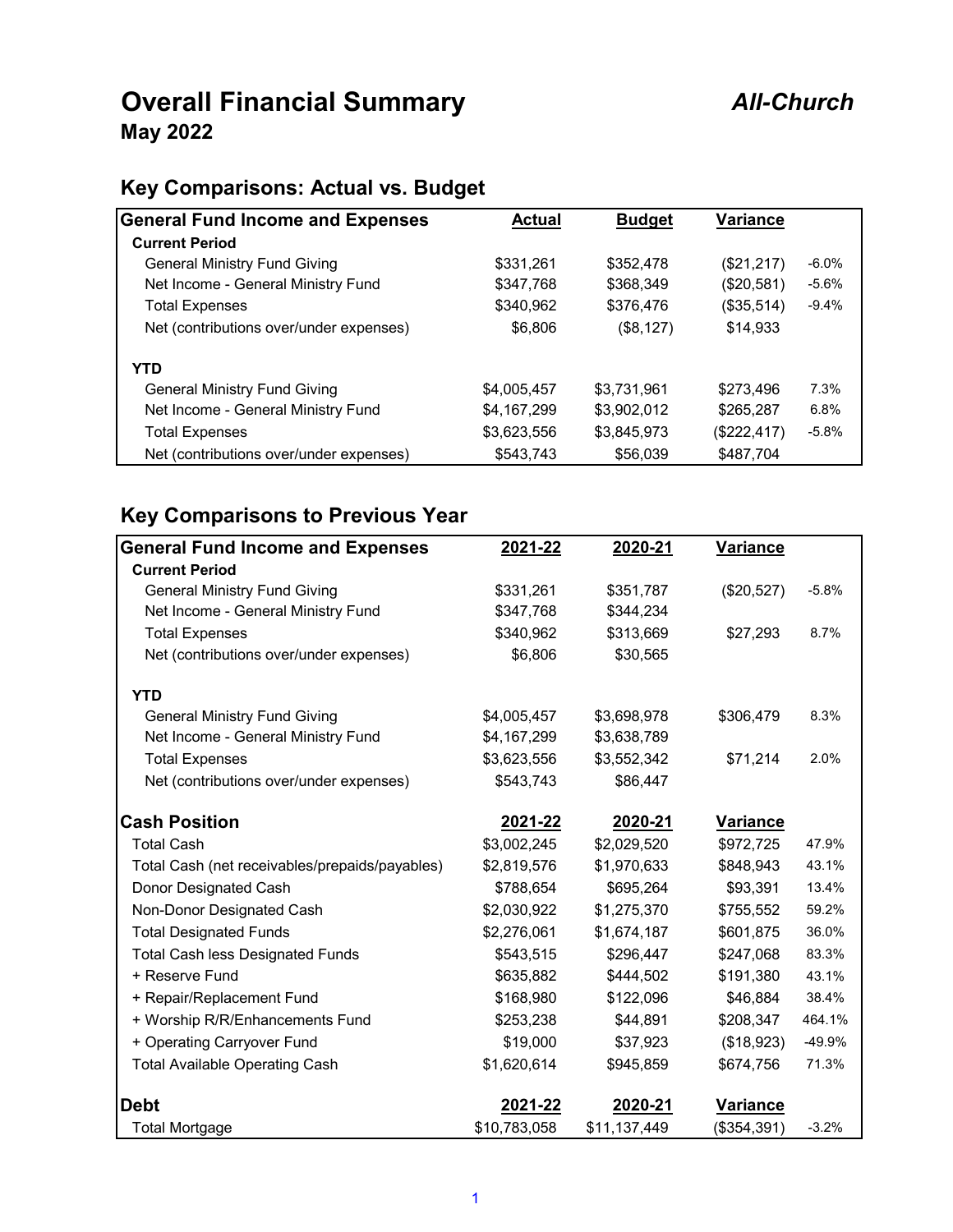# Overall Financial Summary

*All-Church*

## May 2022

## Key Comparisons: Actual vs. Budget

| General Fund Income and Expenses | Actual | Budget | Variance | |
|---|---|---|---|---|
| **Current Period** | | | | |
| General Ministry Fund Giving | $331,261 | $352,478 | ($21,217) | -6.0% |
| Net Income - General Ministry Fund | $347,768 | $368,349 | ($20,581) | -5.6% |
| Total Expenses | $340,962 | $376,476 | ($35,514) | -9.4% |
| Net (contributions over/under expenses) | $6,806 | ($8,127) | $14,933 | |
| **YTD** | | | | |
| General Ministry Fund Giving | $4,005,457 | $3,731,961 | $273,496 | 7.3% |
| Net Income - General Ministry Fund | $4,167,299 | $3,902,012 | $265,287 | 6.8% |
| Total Expenses | $3,623,556 | $3,845,973 | ($222,417) | -5.8% |
| Net (contributions over/under expenses) | $543,743 | $56,039 | $487,704 | |

## Key Comparisons to Previous Year

| General Fund Income and Expenses | 2021-22 | 2020-21 | Variance | |
|---|---|---|---|---|
| **Current Period** | | | | |
| General Ministry Fund Giving | $331,261 | $351,787 | ($20,527) | -5.8% |
| Net Income - General Ministry Fund | $347,768 | $344,234 | | |
| Total Expenses | $340,962 | $313,669 | $27,293 | 8.7% |
| Net (contributions over/under expenses) | $6,806 | $30,565 | | |
| **YTD** | | | | |
| General Ministry Fund Giving | $4,005,457 | $3,698,978 | $306,479 | 8.3% |
| Net Income - General Ministry Fund | $4,167,299 | $3,638,789 | | |
| Total Expenses | $3,623,556 | $3,552,342 | $71,214 | 2.0% |
| Net (contributions over/under expenses) | $543,743 | $86,447 | | |
| **Cash Position** | **2021-22** | **2020-21** | **Variance** | |
| Total Cash | $3,002,245 | $2,029,520 | $972,725 | 47.9% |
| Total Cash (net receivables/prepaids/payables) | $2,819,576 | $1,970,633 | $848,943 | 43.1% |
| Donor Designated Cash | $788,654 | $695,264 | $93,391 | 13.4% |
| Non-Donor Designated Cash | $2,030,922 | $1,275,370 | $755,552 | 59.2% |
| Total Designated Funds | $2,276,061 | $1,674,187 | $601,875 | 36.0% |
| Total Cash less Designated Funds | $543,515 | $296,447 | $247,068 | 83.3% |
| + Reserve Fund | $635,882 | $444,502 | $191,380 | 43.1% |
| + Repair/Replacement Fund | $168,980 | $122,096 | $46,884 | 38.4% |
| + Worship R/R/Enhancements Fund | $253,238 | $44,891 | $208,347 | 464.1% |
| + Operating Carryover Fund | $19,000 | $37,923 | ($18,923) | -49.9% |
| Total Available Operating Cash | $1,620,614 | $945,859 | $674,756 | 71.3% |
| **Debt** | **2021-22** | **2020-21** | **Variance** | |
| Total Mortgage | $10,783,058 | $11,137,449 | ($354,391) | -3.2% |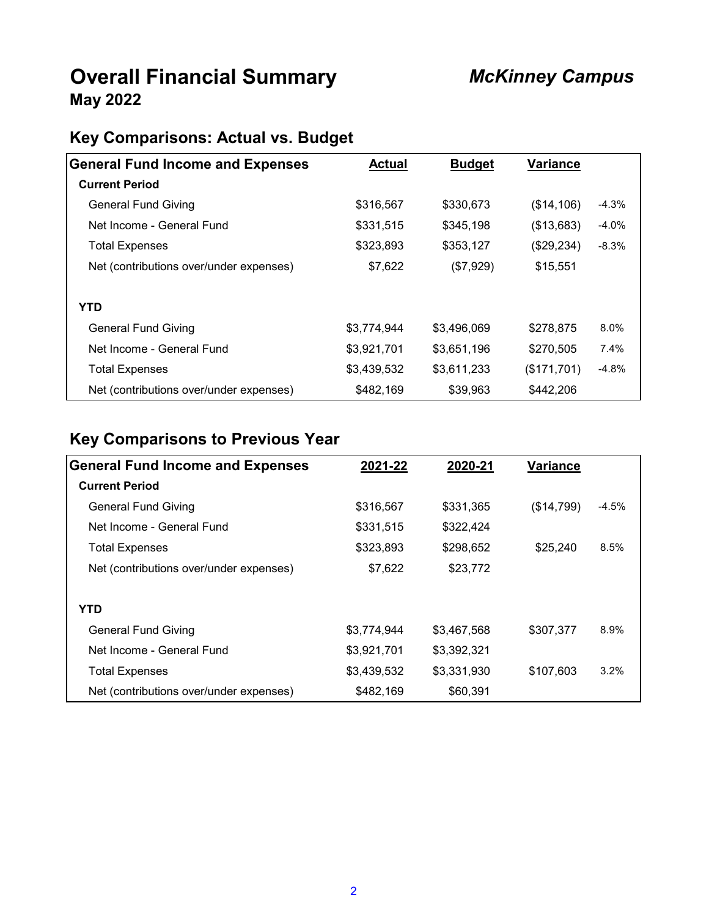# Overall Financial Summary

*McKinney Campus*

**May 2022**

## Key Comparisons: Actual vs. Budget

| General Fund Income and Expenses | Actual | Budget | Variance | |
|---|---|---|---|---|
| **Current Period** | | | | |
| General Fund Giving | $316,567 | $330,673 | ($14,106) | -4.3% |
| Net Income - General Fund | $331,515 | $345,198 | ($13,683) | -4.0% |
| Total Expenses | $323,893 | $353,127 | ($29,234) | -8.3% |
| Net (contributions over/under expenses) | $7,622 | ($7,929) | $15,551 | |
| | | | | |
| **YTD** | | | | |
| General Fund Giving | $3,774,944 | $3,496,069 | $278,875 | 8.0% |
| Net Income - General Fund | $3,921,701 | $3,651,196 | $270,505 | 7.4% |
| Total Expenses | $3,439,532 | $3,611,233 | ($171,701) | -4.8% |
| Net (contributions over/under expenses) | $482,169 | $39,963 | $442,206 | |

## Key Comparisons to Previous Year

| General Fund Income and Expenses | 2021-22 | 2020-21 | Variance | |
|---|---|---|---|---|
| **Current Period** | | | | |
| General Fund Giving | $316,567 | $331,365 | ($14,799) | -4.5% |
| Net Income - General Fund | $331,515 | $322,424 | | |
| Total Expenses | $323,893 | $298,652 | $25,240 | 8.5% |
| Net (contributions over/under expenses) | $7,622 | $23,772 | | |
| | | | | |
| **YTD** | | | | |
| General Fund Giving | $3,774,944 | $3,467,568 | $307,377 | 8.9% |
| Net Income - General Fund | $3,921,701 | $3,392,321 | | |
| Total Expenses | $3,439,532 | $3,331,930 | $107,603 | 3.2% |
| Net (contributions over/under expenses) | $482,169 | $60,391 | | |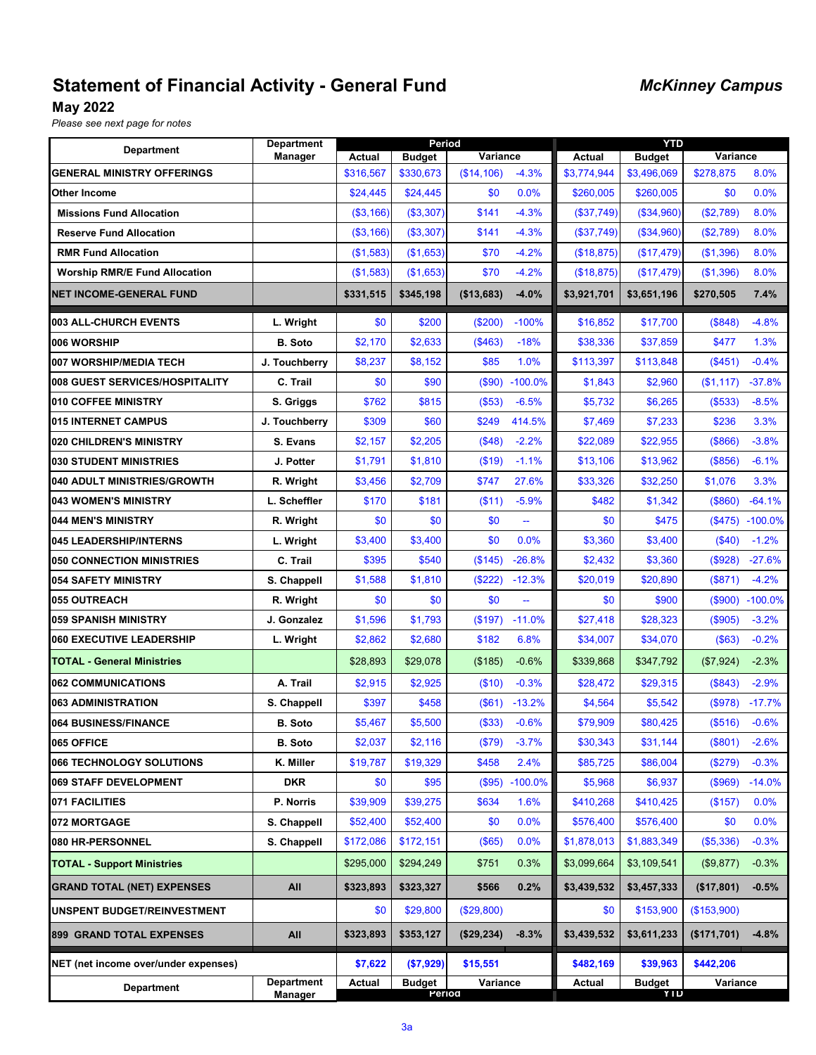## Statement of Financial Activity - General Fund

*McKinney Campus*

### May 2022

*Please see next page for notes*

| Department | Department Manager | Period | | | | YTD | | | |
|---|---|---|---|---|---|---|---|---|---|
| | | Actual | Budget | Variance | | Actual | Budget | Variance | |
| **GENERAL MINISTRY OFFERINGS** | | $316,567 | $330,673 | ($14,106) | -4.3% | $3,774,944 | $3,496,069 | $278,875 | 8.0% |
| **Other Income** | | $24,445 | $24,445 | $0 | 0.0% | $260,005 | $260,005 | $0 | 0.0% |
| **Missions Fund Allocation** | | ($3,166) | ($3,307) | $141 | -4.3% | ($37,749) | ($34,960) | ($2,789) | 8.0% |
| **Reserve Fund Allocation** | | ($3,166) | ($3,307) | $141 | -4.3% | ($37,749) | ($34,960) | ($2,789) | 8.0% |
| **RMR Fund Allocation** | | ($1,583) | ($1,653) | $70 | -4.2% | ($18,875) | ($17,479) | ($1,396) | 8.0% |
| **Worship RMR/E Fund Allocation** | | ($1,583) | ($1,653) | $70 | -4.2% | ($18,875) | ($17,479) | ($1,396) | 8.0% |
| **NET INCOME-GENERAL FUND** | | **$331,515** | **$345,198** | **($13,683)** | **-4.0%** | **$3,921,701** | **$3,651,196** | **$270,505** | **7.4%** |
| **003 ALL-CHURCH EVENTS** | **L. Wright** | $0 | $200 | ($200) | -100% | $16,852 | $17,700 | ($848) | -4.8% |
| **006 WORSHIP** | **B. Soto** | $2,170 | $2,633 | ($463) | -18% | $38,336 | $37,859 | $477 | 1.3% |
| **007 WORSHIP/MEDIA TECH** | **J. Touchberry** | $8,237 | $8,152 | $85 | 1.0% | $113,397 | $113,848 | ($451) | -0.4% |
| **008 GUEST SERVICES/HOSPITALITY** | **C. Trail** | $0 | $90 | ($90) | -100.0% | $1,843 | $2,960 | ($1,117) | -37.8% |
| **010 COFFEE MINISTRY** | **S. Griggs** | $762 | $815 | ($53) | -6.5% | $5,732 | $6,265 | ($533) | -8.5% |
| **015 INTERNET CAMPUS** | **J. Touchberry** | $309 | $60 | $249 | 414.5% | $7,469 | $7,233 | $236 | 3.3% |
| **020 CHILDREN'S MINISTRY** | **S. Evans** | $2,157 | $2,205 | ($48) | -2.2% | $22,089 | $22,955 | ($866) | -3.8% |
| **030 STUDENT MINISTRIES** | **J. Potter** | $1,791 | $1,810 | ($19) | -1.1% | $13,106 | $13,962 | ($856) | -6.1% |
| **040 ADULT MINISTRIES/GROWTH** | **R. Wright** | $3,456 | $2,709 | $747 | 27.6% | $33,326 | $32,250 | $1,076 | 3.3% |
| **043 WOMEN'S MINISTRY** | **L. Scheffler** | $170 | $181 | ($11) | -5.9% | $482 | $1,342 | ($860) | -64.1% |
| **044 MEN'S MINISTRY** | **R. Wright** | $0 | $0 | $0 | -- | $0 | $475 | ($475) | -100.0% |
| **045 LEADERSHIP/INTERNS** | **L. Wright** | $3,400 | $3,400 | $0 | 0.0% | $3,360 | $3,400 | ($40) | -1.2% |
| **050 CONNECTION MINISTRIES** | **C. Trail** | $395 | $540 | ($145) | -26.8% | $2,432 | $3,360 | ($928) | -27.6% |
| **054 SAFETY MINISTRY** | **S. Chappell** | $1,588 | $1,810 | ($222) | -12.3% | $20,019 | $20,890 | ($871) | -4.2% |
| **055 OUTREACH** | **R. Wright** | $0 | $0 | $0 | -- | $0 | $900 | ($900) | -100.0% |
| **059 SPANISH MINISTRY** | **J. Gonzalez** | $1,596 | $1,793 | ($197) | -11.0% | $27,418 | $28,323 | ($905) | -3.2% |
| **060 EXECUTIVE LEADERSHIP** | **L. Wright** | $2,862 | $2,680 | $182 | 6.8% | $34,007 | $34,070 | ($63) | -0.2% |
| **TOTAL - General Ministries** | | $28,893 | $29,078 | ($185) | -0.6% | $339,868 | $347,792 | ($7,924) | -2.3% |
| **062 COMMUNICATIONS** | **A. Trail** | $2,915 | $2,925 | ($10) | -0.3% | $28,472 | $29,315 | ($843) | -2.9% |
| **063 ADMINISTRATION** | **S. Chappell** | $397 | $458 | ($61) | -13.2% | $4,564 | $5,542 | ($978) | -17.7% |
| **064 BUSINESS/FINANCE** | **B. Soto** | $5,467 | $5,500 | ($33) | -0.6% | $79,909 | $80,425 | ($516) | -0.6% |
| **065 OFFICE** | **B. Soto** | $2,037 | $2,116 | ($79) | -3.7% | $30,343 | $31,144 | ($801) | -2.6% |
| **066 TECHNOLOGY SOLUTIONS** | **K. Miller** | $19,787 | $19,329 | $458 | 2.4% | $85,725 | $86,004 | ($279) | -0.3% |
| **069 STAFF DEVELOPMENT** | **DKR** | $0 | $95 | ($95) | -100.0% | $5,968 | $6,937 | ($969) | -14.0% |
| **071 FACILITIES** | **P. Norris** | $39,909 | $39,275 | $634 | 1.6% | $410,268 | $410,425 | ($157) | 0.0% |
| **072 MORTGAGE** | **S. Chappell** | $52,400 | $52,400 | $0 | 0.0% | $576,400 | $576,400 | $0 | 0.0% |
| **080 HR-PERSONNEL** | **S. Chappell** | $172,086 | $172,151 | ($65) | 0.0% | $1,878,013 | $1,883,349 | ($5,336) | -0.3% |
| **TOTAL - Support Ministries** | | $295,000 | $294,249 | $751 | 0.3% | $3,099,664 | $3,109,541 | ($9,877) | -0.3% |
| **GRAND TOTAL (NET) EXPENSES** | **All** | **$323,893** | **$323,327** | **$566** | **0.2%** | **$3,439,532** | **$3,457,333** | **($17,801)** | **-0.5%** |
| **UNSPENT BUDGET/REINVESTMENT** | | $0 | $29,800 | ($29,800) | | $0 | $153,900 | ($153,900) | |
| **899 GRAND TOTAL EXPENSES** | **All** | **$323,893** | **$353,127** | **($29,234)** | **-8.3%** | **$3,439,532** | **$3,611,233** | **($171,701)** | **-4.8%** |
| **NET (net income over/under expenses)** | | **$7,622** | **($7,929)** | **$15,551** | | **$482,169** | **$39,963** | **$442,206** | |
| **Department** | **Department Manager** | **Actual** | **Budget** | **Variance** | | **Actual** | **Budget** | **Variance** | |
| | | **Period** | | | | **YTD** | | | |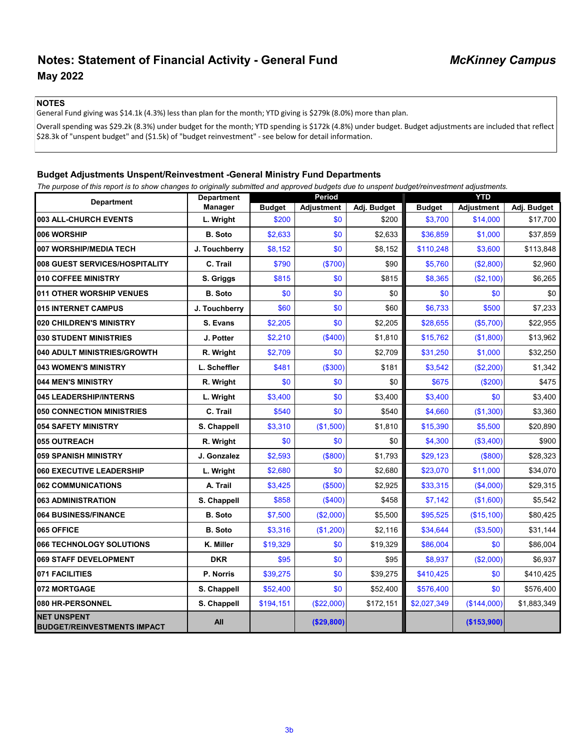# Notes: Statement of Financial Activity - General Fund

*McKinney Campus*

**May 2022**

**NOTES**

General Fund giving was $14.1k (4.3%) less than plan for the month; YTD giving is $279k (8.0%) more than plan.

Overall spending was $29.2k (8.3%) under budget for the month; YTD spending is $172k (4.8%) under budget. Budget adjustments are included that reflect $28.3k of "unspent budget" and ($1.5k) of "budget reinvestment" - see below for detail information.

### Budget Adjustments Unspent/Reinvestment -General Ministry Fund Departments

*The purpose of this report is to show changes to originally submitted and approved budgets due to unspent budget/reinvestment adjustments.*

| Department | Department Manager | Period | | | YTD | | |
|---|---|---|---|---|---|---|---|
| | | Budget | Adjustment | Adj. Budget | Budget | Adjustment | Adj. Budget |
| 003 ALL-CHURCH EVENTS | L. Wright | $200 | $0 | $200 | $3,700 | $14,000 | $17,700 |
| 006 WORSHIP | B. Soto | $2,633 | $0 | $2,633 | $36,859 | $1,000 | $37,859 |
| 007 WORSHIP/MEDIA TECH | J. Touchberry | $8,152 | $0 | $8,152 | $110,248 | $3,600 | $113,848 |
| 008 GUEST SERVICES/HOSPITALITY | C. Trail | $790 | ($700) | $90 | $5,760 | ($2,800) | $2,960 |
| 010 COFFEE MINISTRY | S. Griggs | $815 | $0 | $815 | $8,365 | ($2,100) | $6,265 |
| 011 OTHER WORSHIP VENUES | B. Soto | $0 | $0 | $0 | $0 | $0 | $0 |
| 015 INTERNET CAMPUS | J. Touchberry | $60 | $0 | $60 | $6,733 | $500 | $7,233 |
| 020 CHILDREN'S MINISTRY | S. Evans | $2,205 | $0 | $2,205 | $28,655 | ($5,700) | $22,955 |
| 030 STUDENT MINISTRIES | J. Potter | $2,210 | ($400) | $1,810 | $15,762 | ($1,800) | $13,962 |
| 040 ADULT MINISTRIES/GROWTH | R. Wright | $2,709 | $0 | $2,709 | $31,250 | $1,000 | $32,250 |
| 043 WOMEN'S MINISTRY | L. Scheffler | $481 | ($300) | $181 | $3,542 | ($2,200) | $1,342 |
| 044 MEN'S MINISTRY | R. Wright | $0 | $0 | $0 | $675 | ($200) | $475 |
| 045 LEADERSHIP/INTERNS | L. Wright | $3,400 | $0 | $3,400 | $3,400 | $0 | $3,400 |
| 050 CONNECTION MINISTRIES | C. Trail | $540 | $0 | $540 | $4,660 | ($1,300) | $3,360 |
| 054 SAFETY MINISTRY | S. Chappell | $3,310 | ($1,500) | $1,810 | $15,390 | $5,500 | $20,890 |
| 055 OUTREACH | R. Wright | $0 | $0 | $0 | $4,300 | ($3,400) | $900 |
| 059 SPANISH MINISTRY | J. Gonzalez | $2,593 | ($800) | $1,793 | $29,123 | ($800) | $28,323 |
| 060 EXECUTIVE LEADERSHIP | L. Wright | $2,680 | $0 | $2,680 | $23,070 | $11,000 | $34,070 |
| 062 COMMUNICATIONS | A. Trail | $3,425 | ($500) | $2,925 | $33,315 | ($4,000) | $29,315 |
| 063 ADMINISTRATION | S. Chappell | $858 | ($400) | $458 | $7,142 | ($1,600) | $5,542 |
| 064 BUSINESS/FINANCE | B. Soto | $7,500 | ($2,000) | $5,500 | $95,525 | ($15,100) | $80,425 |
| 065 OFFICE | B. Soto | $3,316 | ($1,200) | $2,116 | $34,644 | ($3,500) | $31,144 |
| 066 TECHNOLOGY SOLUTIONS | K. Miller | $19,329 | $0 | $19,329 | $86,004 | $0 | $86,004 |
| 069 STAFF DEVELOPMENT | DKR | $95 | $0 | $95 | $8,937 | ($2,000) | $6,937 |
| 071 FACILITIES | P. Norris | $39,275 | $0 | $39,275 | $410,425 | $0 | $410,425 |
| 072 MORTGAGE | S. Chappell | $52,400 | $0 | $52,400 | $576,400 | $0 | $576,400 |
| 080 HR-PERSONNEL | S. Chappell | $194,151 | ($22,000) | $172,151 | $2,027,349 | ($144,000) | $1,883,349 |
| **NET UNSPENT BUDGET/REINVESTMENTS IMPACT** | **All** | | **($29,800)** | | | **($153,900)** | |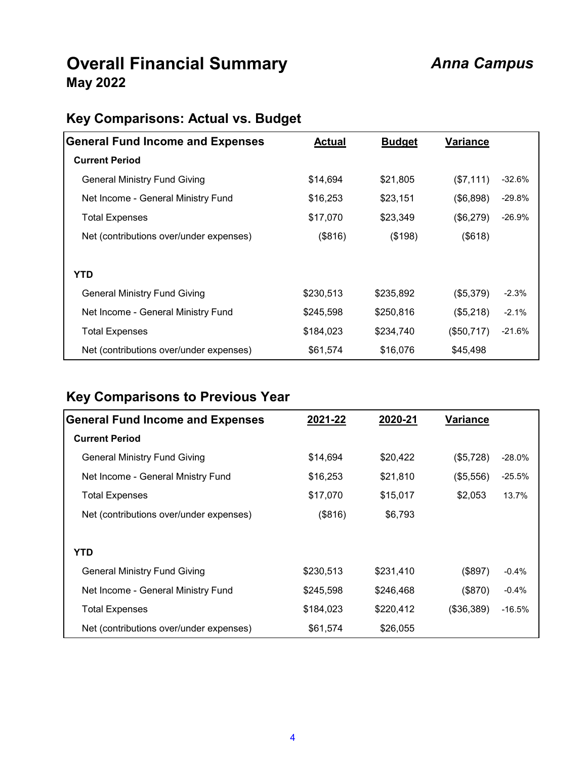# Overall Financial Summary

*Anna Campus*

**May 2022**

## Key Comparisons: Actual vs. Budget

| General Fund Income and Expenses | Actual | Budget | Variance | |
|---|---|---|---|---|
| **Current Period** | | | | |
| General Ministry Fund Giving | $14,694 | $21,805 | ($7,111) | -32.6% |
| Net Income - General Ministry Fund | $16,253 | $23,151 | ($6,898) | -29.8% |
| Total Expenses | $17,070 | $23,349 | ($6,279) | -26.9% |
| Net (contributions over/under expenses) | ($816) | ($198) | ($618) | |
| | | | | |
| **YTD** | | | | |
| General Ministry Fund Giving | $230,513 | $235,892 | ($5,379) | -2.3% |
| Net Income - General Ministry Fund | $245,598 | $250,816 | ($5,218) | -2.1% |
| Total Expenses | $184,023 | $234,740 | ($50,717) | -21.6% |
| Net (contributions over/under expenses) | $61,574 | $16,076 | $45,498 | |

## Key Comparisons to Previous Year

| General Fund Income and Expenses | 2021-22 | 2020-21 | Variance | |
|---|---|---|---|---|
| **Current Period** | | | | |
| General Ministry Fund Giving | $14,694 | $20,422 | ($5,728) | -28.0% |
| Net Income - General Mnistry Fund | $16,253 | $21,810 | ($5,556) | -25.5% |
| Total Expenses | $17,070 | $15,017 | $2,053 | 13.7% |
| Net (contributions over/under expenses) | ($816) | $6,793 | | |
| | | | | |
| **YTD** | | | | |
| General Ministry Fund Giving | $230,513 | $231,410 | ($897) | -0.4% |
| Net Income - General Ministry Fund | $245,598 | $246,468 | ($870) | -0.4% |
| Total Expenses | $184,023 | $220,412 | ($36,389) | -16.5% |
| Net (contributions over/under expenses) | $61,574 | $26,055 | | |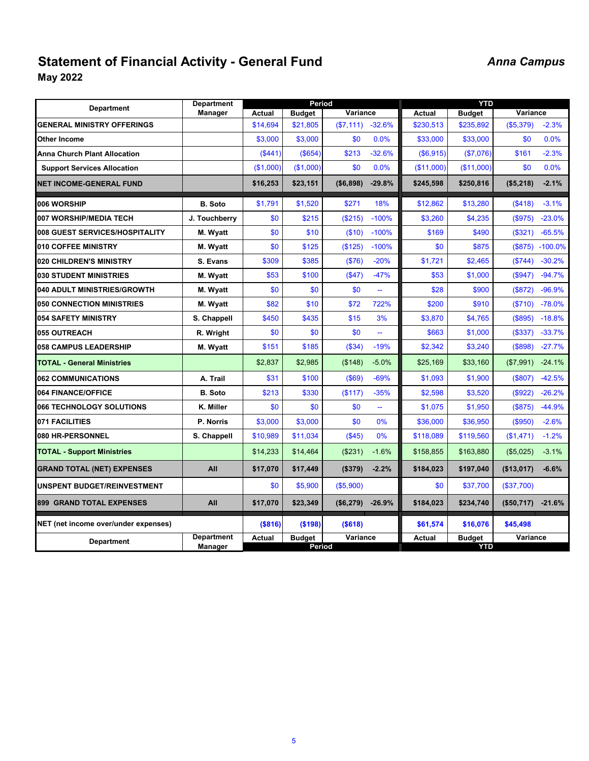## Statement of Financial Activity - General Fund

*Anna Campus*

**May 2022**

| Department | Department Manager | Period Actual | Period Budget | Period Variance | Period Variance % | YTD Actual | YTD Budget | YTD Variance | YTD Variance % |
|---|---|---|---|---|---|---|---|---|---|
| GENERAL MINISTRY OFFERINGS | | $14,694 | $21,805 | ($7,111) | -32.6% | $230,513 | $235,892 | ($5,379) | -2.3% |
| Other Income | | $3,000 | $3,000 | $0 | 0.0% | $33,000 | $33,000 | $0 | 0.0% |
| Anna Church Plant Allocation | | ($441) | ($654) | $213 | -32.6% | ($6,915) | ($7,076) | $161 | -2.3% |
| Support Services Allocation | | ($1,000) | ($1,000) | $0 | 0.0% | ($11,000) | ($11,000) | $0 | 0.0% |
| **NET INCOME-GENERAL FUND** | | **$16,253** | **$23,151** | **($6,898)** | **-29.8%** | **$245,598** | **$250,816** | **($5,218)** | **-2.1%** |
| 006 WORSHIP | B. Soto | $1,791 | $1,520 | $271 | 18% | $12,862 | $13,280 | ($418) | -3.1% |
| 007 WORSHIP/MEDIA TECH | J. Touchberry | $0 | $215 | ($215) | -100% | $3,260 | $4,235 | ($975) | -23.0% |
| 008 GUEST SERVICES/HOSPITALITY | M. Wyatt | $0 | $10 | ($10) | -100% | $169 | $490 | ($321) | -65.5% |
| 010 COFFEE MINISTRY | M. Wyatt | $0 | $125 | ($125) | -100% | $0 | $875 | ($875) | -100.0% |
| 020 CHILDREN'S MINISTRY | S. Evans | $309 | $385 | ($76) | -20% | $1,721 | $2,465 | ($744) | -30.2% |
| 030 STUDENT MINISTRIES | M. Wyatt | $53 | $100 | ($47) | -47% | $53 | $1,000 | ($947) | -94.7% |
| 040 ADULT MINISTRIES/GROWTH | M. Wyatt | $0 | $0 | $0 | -- | $28 | $900 | ($872) | -96.9% |
| 050 CONNECTION MINISTRIES | M. Wyatt | $82 | $10 | $72 | 722% | $200 | $910 | ($710) | -78.0% |
| 054 SAFETY MINISTRY | S. Chappell | $450 | $435 | $15 | 3% | $3,870 | $4,765 | ($895) | -18.8% |
| 055 OUTREACH | R. Wright | $0 | $0 | $0 | -- | $663 | $1,000 | ($337) | -33.7% |
| 058 CAMPUS LEADERSHIP | M. Wyatt | $151 | $185 | ($34) | -19% | $2,342 | $3,240 | ($898) | -27.7% |
| **TOTAL - General Ministries** | | $2,837 | $2,985 | ($148) | -5.0% | $25,169 | $33,160 | ($7,991) | -24.1% |
| 062 COMMUNICATIONS | A. Trail | $31 | $100 | ($69) | -69% | $1,093 | $1,900 | ($807) | -42.5% |
| 064 FINANCE/OFFICE | B. Soto | $213 | $330 | ($117) | -35% | $2,598 | $3,520 | ($922) | -26.2% |
| 066 TECHNOLOGY SOLUTIONS | K. Miller | $0 | $0 | $0 | -- | $1,075 | $1,950 | ($875) | -44.9% |
| 071 FACILITIES | P. Norris | $3,000 | $3,000 | $0 | 0% | $36,000 | $36,950 | ($950) | -2.6% |
| 080 HR-PERSONNEL | S. Chappell | $10,989 | $11,034 | ($45) | 0% | $118,089 | $119,560 | ($1,471) | -1.2% |
| **TOTAL - Support Ministries** | | $14,233 | $14,464 | ($231) | -1.6% | $158,855 | $163,880 | ($5,025) | -3.1% |
| **GRAND TOTAL (NET) EXPENSES** | **All** | **$17,070** | **$17,449** | **($379)** | **-2.2%** | **$184,023** | **$197,040** | **($13,017)** | **-6.6%** |
| **UNSPENT BUDGET/REINVESTMENT** | | $0 | $5,900 | ($5,900) | | $0 | $37,700 | ($37,700) | |
| **899 GRAND TOTAL EXPENSES** | **All** | **$17,070** | **$23,349** | **($6,279)** | **-26.9%** | **$184,023** | **$234,740** | **($50,717)** | **-21.6%** |
| **NET (net income over/under expenses)** | | **($816)** | **($198)** | **($618)** | | **$61,574** | **$16,076** | **$45,498** | |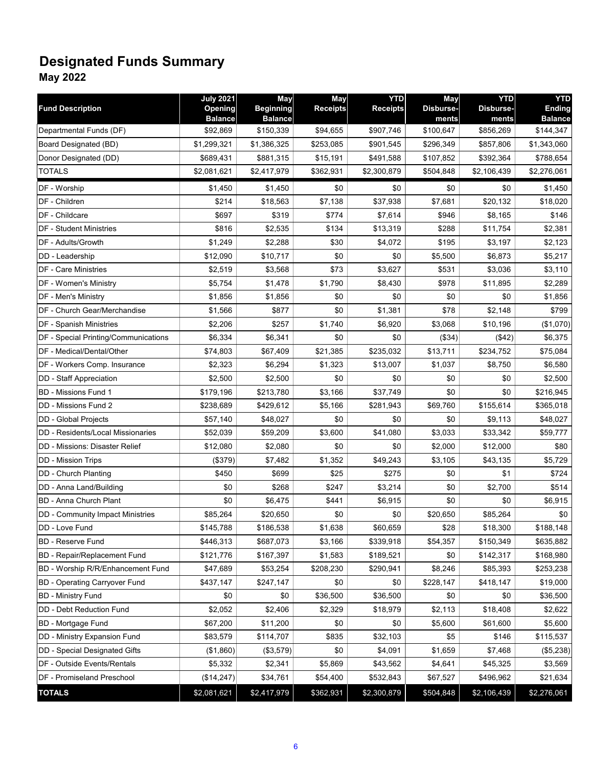# Designated Funds Summary

## May 2022

| Fund Description | July 2021 Opening Balance | May Beginning Balance | May Receipts | YTD Receipts | May Disburse-ments | YTD Disburse-ments | YTD Ending Balance |
|---|---|---|---|---|---|---|---|
| Departmental Funds (DF) | $92,869 | $150,339 | $94,655 | $907,746 | $100,647 | $856,269 | $144,347 |
| Board Designated (BD) | $1,299,321 | $1,386,325 | $253,085 | $901,545 | $296,349 | $857,806 | $1,343,060 |
| Donor Designated (DD) | $689,431 | $881,315 | $15,191 | $491,588 | $107,852 | $392,364 | $788,654 |
| TOTALS | $2,081,621 | $2,417,979 | $362,931 | $2,300,879 | $504,848 | $2,106,439 | $2,276,061 |
| DF - Worship | $1,450 | $1,450 | $0 | $0 | $0 | $0 | $1,450 |
| DF - Children | $214 | $18,563 | $7,138 | $37,938 | $7,681 | $20,132 | $18,020 |
| DF - Childcare | $697 | $319 | $774 | $7,614 | $946 | $8,165 | $146 |
| DF - Student Ministries | $816 | $2,535 | $134 | $13,319 | $288 | $11,754 | $2,381 |
| DF - Adults/Growth | $1,249 | $2,288 | $30 | $4,072 | $195 | $3,197 | $2,123 |
| DD - Leadership | $12,090 | $10,717 | $0 | $0 | $5,500 | $6,873 | $5,217 |
| DF - Care Ministries | $2,519 | $3,568 | $73 | $3,627 | $531 | $3,036 | $3,110 |
| DF - Women's Ministry | $5,754 | $1,478 | $1,790 | $8,430 | $978 | $11,895 | $2,289 |
| DF - Men's Ministry | $1,856 | $1,856 | $0 | $0 | $0 | $0 | $1,856 |
| DF - Church Gear/Merchandise | $1,566 | $877 | $0 | $1,381 | $78 | $2,148 | $799 |
| DF - Spanish Ministries | $2,206 | $257 | $1,740 | $6,920 | $3,068 | $10,196 | ($1,070) |
| DF - Special Printing/Communications | $6,334 | $6,341 | $0 | $0 | ($34) | ($42) | $6,375 |
| DF - Medical/Dental/Other | $74,803 | $67,409 | $21,385 | $235,032 | $13,711 | $234,752 | $75,084 |
| DF - Workers Comp. Insurance | $2,323 | $6,294 | $1,323 | $13,007 | $1,037 | $8,750 | $6,580 |
| DD - Staff Appreciation | $2,500 | $2,500 | $0 | $0 | $0 | $0 | $2,500 |
| BD - Missions Fund 1 | $179,196 | $213,780 | $3,166 | $37,749 | $0 | $0 | $216,945 |
| DD - Missions Fund 2 | $238,689 | $429,612 | $5,166 | $281,943 | $69,760 | $155,614 | $365,018 |
| DD - Global Projects | $57,140 | $48,027 | $0 | $0 | $0 | $9,113 | $48,027 |
| DD - Residents/Local Missionaries | $52,039 | $59,209 | $3,600 | $41,080 | $3,033 | $33,342 | $59,777 |
| DD - Missions: Disaster Relief | $12,080 | $2,080 | $0 | $0 | $2,000 | $12,000 | $80 |
| DD - Mission Trips | ($379) | $7,482 | $1,352 | $49,243 | $3,105 | $43,135 | $5,729 |
| DD - Church Planting | $450 | $699 | $25 | $275 | $0 | $1 | $724 |
| DD - Anna Land/Building | $0 | $268 | $247 | $3,214 | $0 | $2,700 | $514 |
| BD - Anna Church Plant | $0 | $6,475 | $441 | $6,915 | $0 | $0 | $6,915 |
| DD - Community Impact Ministries | $85,264 | $20,650 | $0 | $0 | $20,650 | $85,264 | $0 |
| DD - Love Fund | $145,788 | $186,538 | $1,638 | $60,659 | $28 | $18,300 | $188,148 |
| BD - Reserve Fund | $446,313 | $687,073 | $3,166 | $339,918 | $54,357 | $150,349 | $635,882 |
| BD - Repair/Replacement Fund | $121,776 | $167,397 | $1,583 | $189,521 | $0 | $142,317 | $168,980 |
| BD - Worship R/R/Enhancement Fund | $47,689 | $53,254 | $208,230 | $290,941 | $8,246 | $85,393 | $253,238 |
| BD - Operating Carryover Fund | $437,147 | $247,147 | $0 | $0 | $228,147 | $418,147 | $19,000 |
| BD - Ministry Fund | $0 | $0 | $36,500 | $36,500 | $0 | $0 | $36,500 |
| DD - Debt Reduction Fund | $2,052 | $2,406 | $2,329 | $18,979 | $2,113 | $18,408 | $2,622 |
| BD - Mortgage Fund | $67,200 | $11,200 | $0 | $0 | $5,600 | $61,600 | $5,600 |
| DD - Ministry Expansion Fund | $83,579 | $114,707 | $835 | $32,103 | $5 | $146 | $115,537 |
| DD - Special Designated Gifts | ($1,860) | ($3,579) | $0 | $4,091 | $1,659 | $7,468 | ($5,238) |
| DF - Outside Events/Rentals | $5,332 | $2,341 | $5,869 | $43,562 | $4,641 | $45,325 | $3,569 |
| DF - Promiseland Preschool | ($14,247) | $34,761 | $54,400 | $532,843 | $67,527 | $496,962 | $21,634 |
| **TOTALS** | $2,081,621 | $2,417,979 | $362,931 | $2,300,879 | $504,848 | $2,106,439 | $2,276,061 |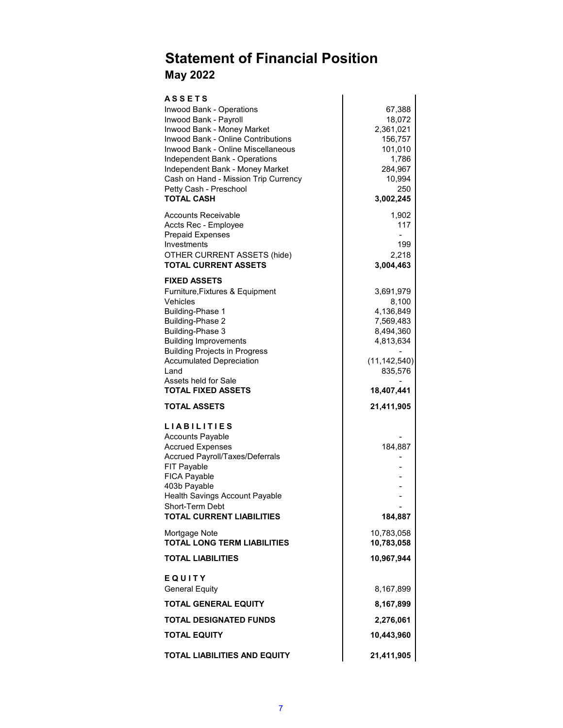# Statement of Financial Position

## May 2022

| | |
|---|---|
| **A S S E T S** | |
| Inwood Bank - Operations | 67,388 |
| Inwood Bank - Payroll | 18,072 |
| Inwood Bank - Money Market | 2,361,021 |
| Inwood Bank - Online Contributions | 156,757 |
| Inwood Bank - Online Miscellaneous | 101,010 |
| Independent Bank - Operations | 1,786 |
| Independent Bank - Money Market | 284,967 |
| Cash on Hand - Mission Trip Currency | 10,994 |
| Petty Cash - Preschool | 250 |
| **TOTAL CASH** | **3,002,245** |
| Accounts Receivable | 1,902 |
| Accts Rec - Employee | 117 |
| Prepaid Expenses | - |
| Investments | 199 |
| OTHER CURRENT ASSETS (hide) | 2,218 |
| **TOTAL CURRENT ASSETS** | **3,004,463** |
| **FIXED ASSETS** | |
| Furniture,Fixtures & Equipment | 3,691,979 |
| Vehicles | 8,100 |
| Building-Phase 1 | 4,136,849 |
| Building-Phase 2 | 7,569,483 |
| Building-Phase 3 | 8,494,360 |
| Building Improvements | 4,813,634 |
| Building Projects in Progress | - |
| Accumulated Depreciation | (11,142,540) |
| Land | 835,576 |
| Assets held for Sale | - |
| **TOTAL FIXED ASSETS** | **18,407,441** |
| **TOTAL ASSETS** | **21,411,905** |
| **L I A B I L I T I E S** | |
| Accounts Payable | - |
| Accrued Expenses | 184,887 |
| Accrued Payroll/Taxes/Deferrals | - |
| FIT Payable | - |
| FICA Payable | - |
| 403b Payable | - |
| Health Savings Account Payable | - |
| Short-Term Debt | - |
| **TOTAL CURRENT LIABILITIES** | **184,887** |
| Mortgage Note | 10,783,058 |
| **TOTAL LONG TERM LIABILITIES** | **10,783,058** |
| **TOTAL LIABILITIES** | **10,967,944** |
| **E Q U I T Y** | |
| General Equity | 8,167,899 |
| **TOTAL GENERAL EQUITY** | **8,167,899** |
| **TOTAL DESIGNATED FUNDS** | **2,276,061** |
| **TOTAL EQUITY** | **10,443,960** |
| **TOTAL LIABILITIES AND EQUITY** | **21,411,905** |